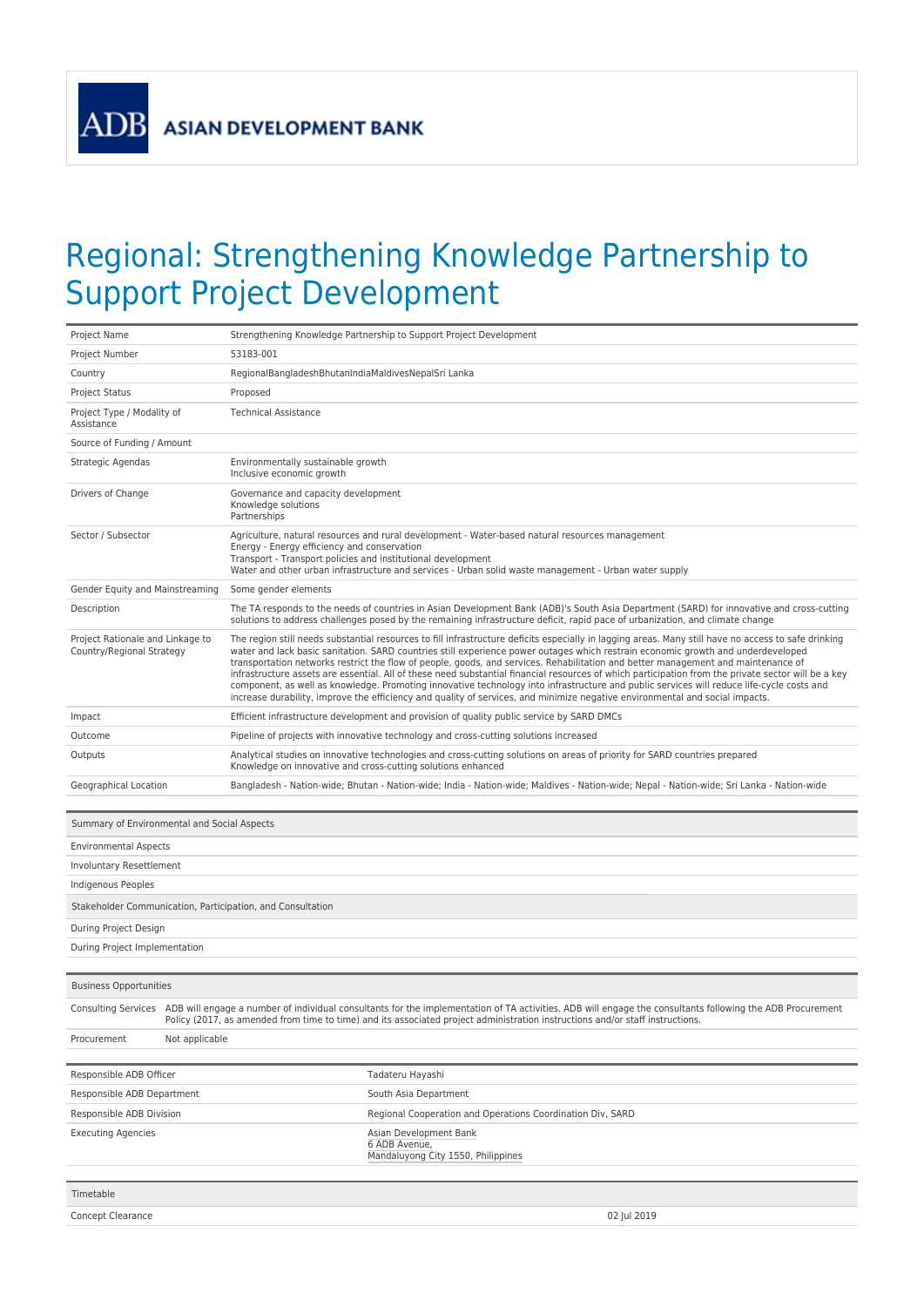ADB ASIAN DEVELOPMENT BANK

# Regional: Strengthening Knowledge Partnership to Support Project Development

| | |
|---|---|
| Project Name | Strengthening Knowledge Partnership to Support Project Development |
| Project Number | 53183-001 |
| Country | RegionalBangladeshBhutanIndiaMaldivesNepalSri Lanka |
| Project Status | Proposed |
| Project Type / Modality of Assistance | Technical Assistance |
| Source of Funding / Amount | |
| Strategic Agendas | Environmentally sustainable growth<br>Inclusive economic growth |
| Drivers of Change | Governance and capacity development<br>Knowledge solutions<br>Partnerships |
| Sector / Subsector | Agriculture, natural resources and rural development - Water-based natural resources management<br>Energy - Energy efficiency and conservation<br>Transport - Transport policies and institutional development<br>Water and other urban infrastructure and services - Urban solid waste management - Urban water supply |
| Gender Equity and Mainstreaming | Some gender elements |
| Description | The TA responds to the needs of countries in Asian Development Bank (ADB)'s South Asia Department (SARD) for innovative and cross-cutting solutions to address challenges posed by the remaining infrastructure deficit, rapid pace of urbanization, and climate change |
| Project Rationale and Linkage to Country/Regional Strategy | The region still needs substantial resources to fill infrastructure deficits especially in lagging areas. Many still have no access to safe drinking water and lack basic sanitation. SARD countries still experience power outages which restrain economic growth and underdeveloped transportation networks restrict the flow of people, goods, and services. Rehabilitation and better management and maintenance of infrastructure assets are essential. All of these need substantial financial resources of which participation from the private sector will be a key component, as well as knowledge. Promoting innovative technology into infrastructure and public services will reduce life-cycle costs and increase durability, improve the efficiency and quality of services, and minimize negative environmental and social impacts. |
| Impact | Efficient infrastructure development and provision of quality public service by SARD DMCs |
| Outcome | Pipeline of projects with innovative technology and cross-cutting solutions increased |
| Outputs | Analytical studies on innovative technologies and cross-cutting solutions on areas of priority for SARD countries prepared<br>Knowledge on innovative and cross-cutting solutions enhanced |
| Geographical Location | Bangladesh - Nation-wide; Bhutan - Nation-wide; India - Nation-wide; Maldives - Nation-wide; Nepal - Nation-wide; Sri Lanka - Nation-wide |

| Summary of Environmental and Social Aspects | |
|---|---|
| Environmental Aspects | |
| Involuntary Resettlement | |
| Indigenous Peoples | |
| **Stakeholder Communication, Participation, and Consultation** | |
| During Project Design | |
| During Project Implementation | |

| Business Opportunities | |
|---|---|
| Consulting Services | ADB will engage a number of individual consultants for the implementation of TA activities. ADB will engage the consultants following the ADB Procurement Policy (2017, as amended from time to time) and its associated project administration instructions and/or staff instructions. |
| Procurement | Not applicable |

| | |
|---|---|
| Responsible ADB Officer | Tadateru Hayashi |
| Responsible ADB Department | South Asia Department |
| Responsible ADB Division | Regional Cooperation and Operations Coordination Div, SARD |
| Executing Agencies | Asian Development Bank<br>6 ADB Avenue,<br>Mandaluyong City 1550, Philippines |

| Timetable | |
|---|---|
| Concept Clearance | 02 Jul 2019 |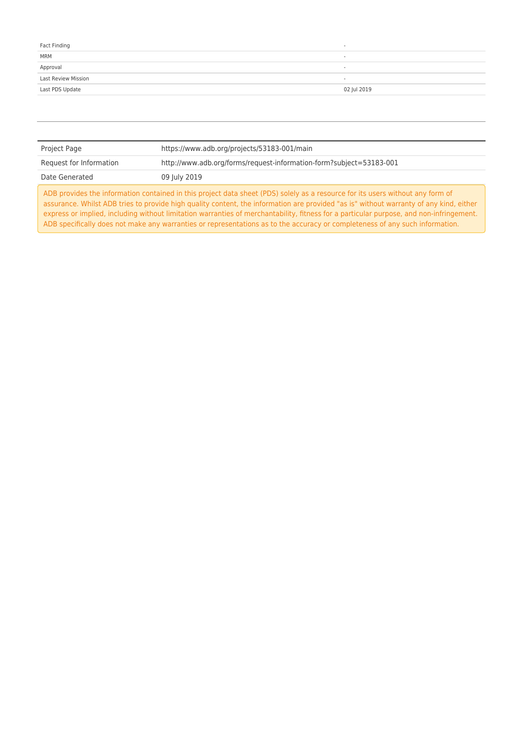| | |
|---|---|
| Fact Finding | - |
| MRM | - |
| Approval | - |
| Last Review Mission | - |
| Last PDS Update | 02 Jul 2019 |

| | |
|---|---|
| Project Page | https://www.adb.org/projects/53183-001/main |
| Request for Information | http://www.adb.org/forms/request-information-form?subject=53183-001 |
| Date Generated | 09 July 2019 |

ADB provides the information contained in this project data sheet (PDS) solely as a resource for its users without any form of assurance. Whilst ADB tries to provide high quality content, the information are provided "as is" without warranty of any kind, either express or implied, including without limitation warranties of merchantability, fitness for a particular purpose, and non-infringement. ADB specifically does not make any warranties or representations as to the accuracy or completeness of any such information.